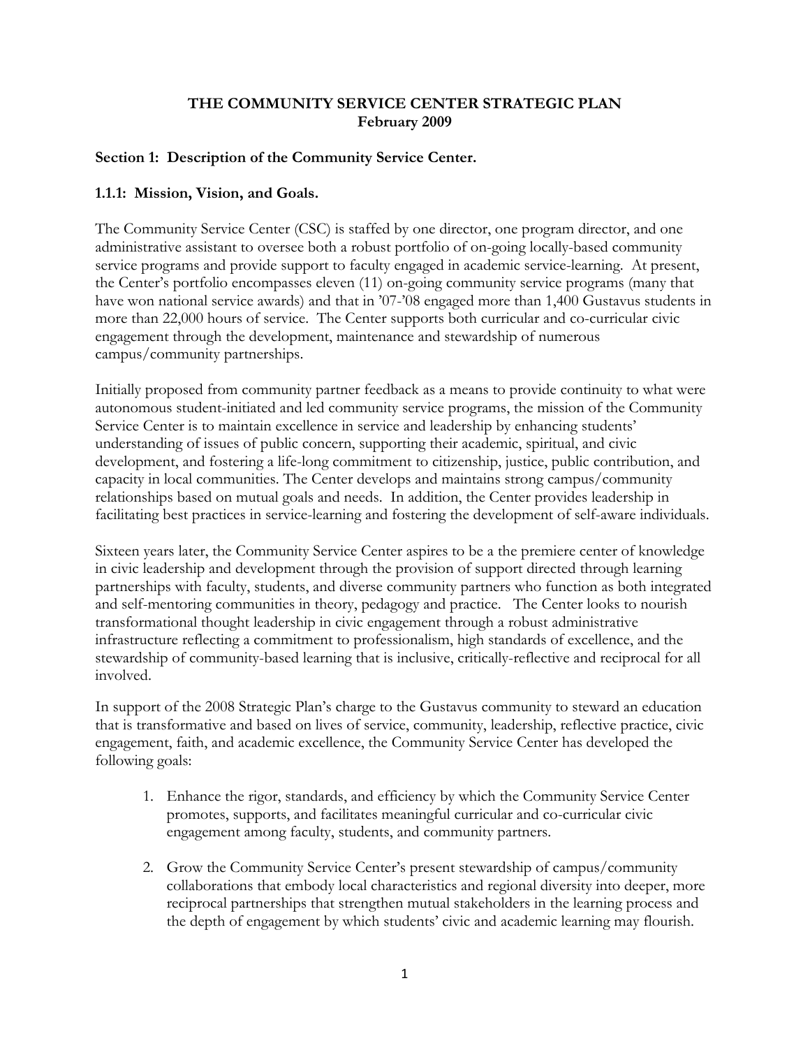# THE COMMUNITY SERVICE CENTER STRATEGIC PLAN
## February 2009

### Section 1: Description of the Community Service Center.

#### 1.1.1: Mission, Vision, and Goals.

The Community Service Center (CSC) is staffed by one director, one program director, and one administrative assistant to oversee both a robust portfolio of on-going locally-based community service programs and provide support to faculty engaged in academic service-learning. At present, the Center's portfolio encompasses eleven (11) on-going community service programs (many that have won national service awards) and that in '07-'08 engaged more than 1,400 Gustavus students in more than 22,000 hours of service. The Center supports both curricular and co-curricular civic engagement through the development, maintenance and stewardship of numerous campus/community partnerships.

Initially proposed from community partner feedback as a means to provide continuity to what were autonomous student-initiated and led community service programs, the mission of the Community Service Center is to maintain excellence in service and leadership by enhancing students' understanding of issues of public concern, supporting their academic, spiritual, and civic development, and fostering a life-long commitment to citizenship, justice, public contribution, and capacity in local communities. The Center develops and maintains strong campus/community relationships based on mutual goals and needs. In addition, the Center provides leadership in facilitating best practices in service-learning and fostering the development of self-aware individuals.

Sixteen years later, the Community Service Center aspires to be a the premiere center of knowledge in civic leadership and development through the provision of support directed through learning partnerships with faculty, students, and diverse community partners who function as both integrated and self-mentoring communities in theory, pedagogy and practice. The Center looks to nourish transformational thought leadership in civic engagement through a robust administrative infrastructure reflecting a commitment to professionalism, high standards of excellence, and the stewardship of community-based learning that is inclusive, critically-reflective and reciprocal for all involved.

In support of the 2008 Strategic Plan's charge to the Gustavus community to steward an education that is transformative and based on lives of service, community, leadership, reflective practice, civic engagement, faith, and academic excellence, the Community Service Center has developed the following goals:

1. Enhance the rigor, standards, and efficiency by which the Community Service Center promotes, supports, and facilitates meaningful curricular and co-curricular civic engagement among faculty, students, and community partners.

2. Grow the Community Service Center's present stewardship of campus/community collaborations that embody local characteristics and regional diversity into deeper, more reciprocal partnerships that strengthen mutual stakeholders in the learning process and the depth of engagement by which students' civic and academic learning may flourish.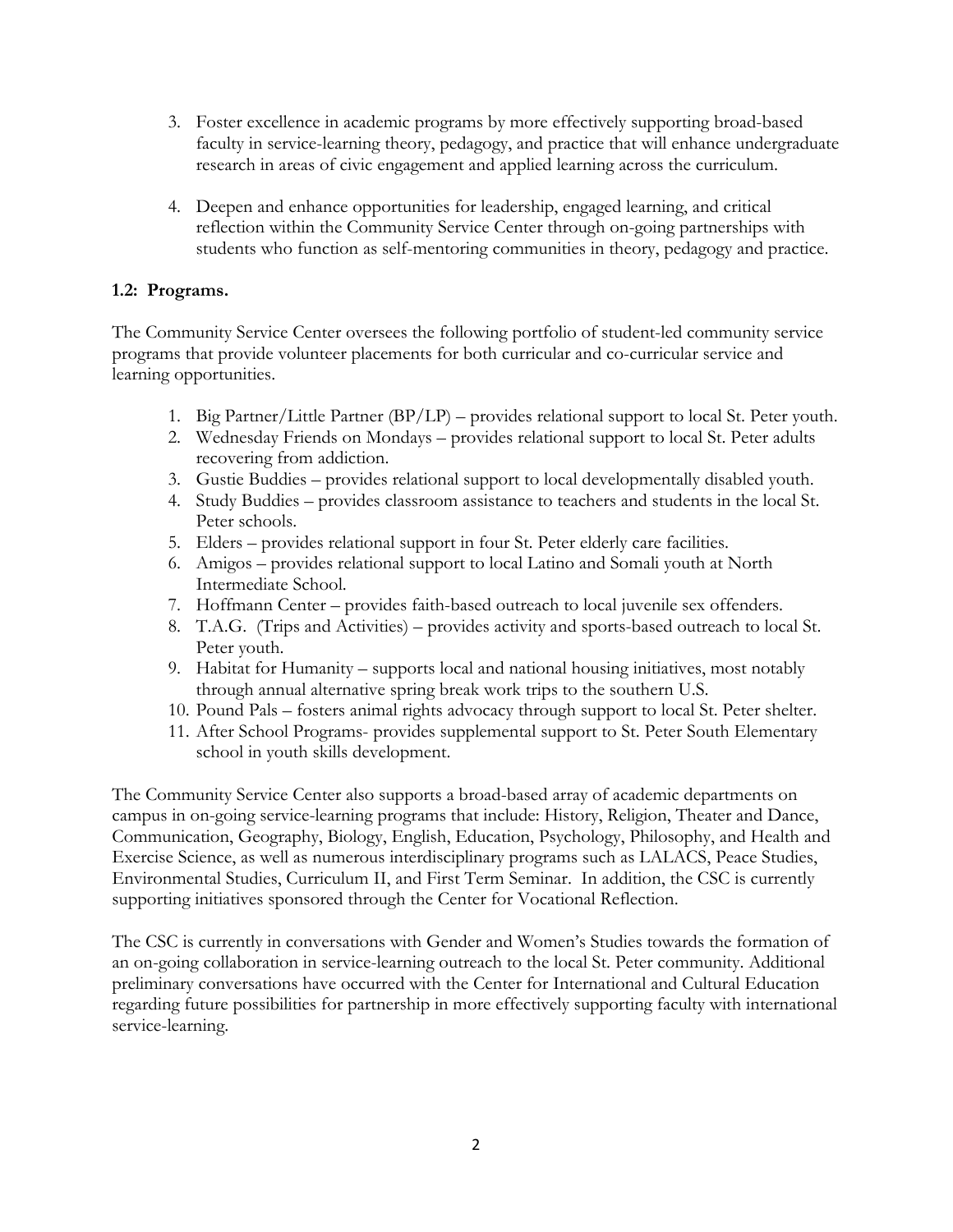3. Foster excellence in academic programs by more effectively supporting broad-based faculty in service-learning theory, pedagogy, and practice that will enhance undergraduate research in areas of civic engagement and applied learning across the curriculum.

4. Deepen and enhance opportunities for leadership, engaged learning, and critical reflection within the Community Service Center through on-going partnerships with students who function as self-mentoring communities in theory, pedagogy and practice.

### 1.2: Programs.

The Community Service Center oversees the following portfolio of student-led community service programs that provide volunteer placements for both curricular and co-curricular service and learning opportunities.

1. Big Partner/Little Partner (BP/LP) – provides relational support to local St. Peter youth.
2. Wednesday Friends on Mondays – provides relational support to local St. Peter adults recovering from addiction.
3. Gustie Buddies – provides relational support to local developmentally disabled youth.
4. Study Buddies – provides classroom assistance to teachers and students in the local St. Peter schools.
5. Elders – provides relational support in four St. Peter elderly care facilities.
6. Amigos – provides relational support to local Latino and Somali youth at North Intermediate School.
7. Hoffmann Center – provides faith-based outreach to local juvenile sex offenders.
8. T.A.G. (Trips and Activities) – provides activity and sports-based outreach to local St. Peter youth.
9. Habitat for Humanity – supports local and national housing initiatives, most notably through annual alternative spring break work trips to the southern U.S.
10. Pound Pals – fosters animal rights advocacy through support to local St. Peter shelter.
11. After School Programs- provides supplemental support to St. Peter South Elementary school in youth skills development.

The Community Service Center also supports a broad-based array of academic departments on campus in on-going service-learning programs that include: History, Religion, Theater and Dance, Communication, Geography, Biology, English, Education, Psychology, Philosophy, and Health and Exercise Science, as well as numerous interdisciplinary programs such as LALACS, Peace Studies, Environmental Studies, Curriculum II, and First Term Seminar. In addition, the CSC is currently supporting initiatives sponsored through the Center for Vocational Reflection.

The CSC is currently in conversations with Gender and Women's Studies towards the formation of an on-going collaboration in service-learning outreach to the local St. Peter community. Additional preliminary conversations have occurred with the Center for International and Cultural Education regarding future possibilities for partnership in more effectively supporting faculty with international service-learning.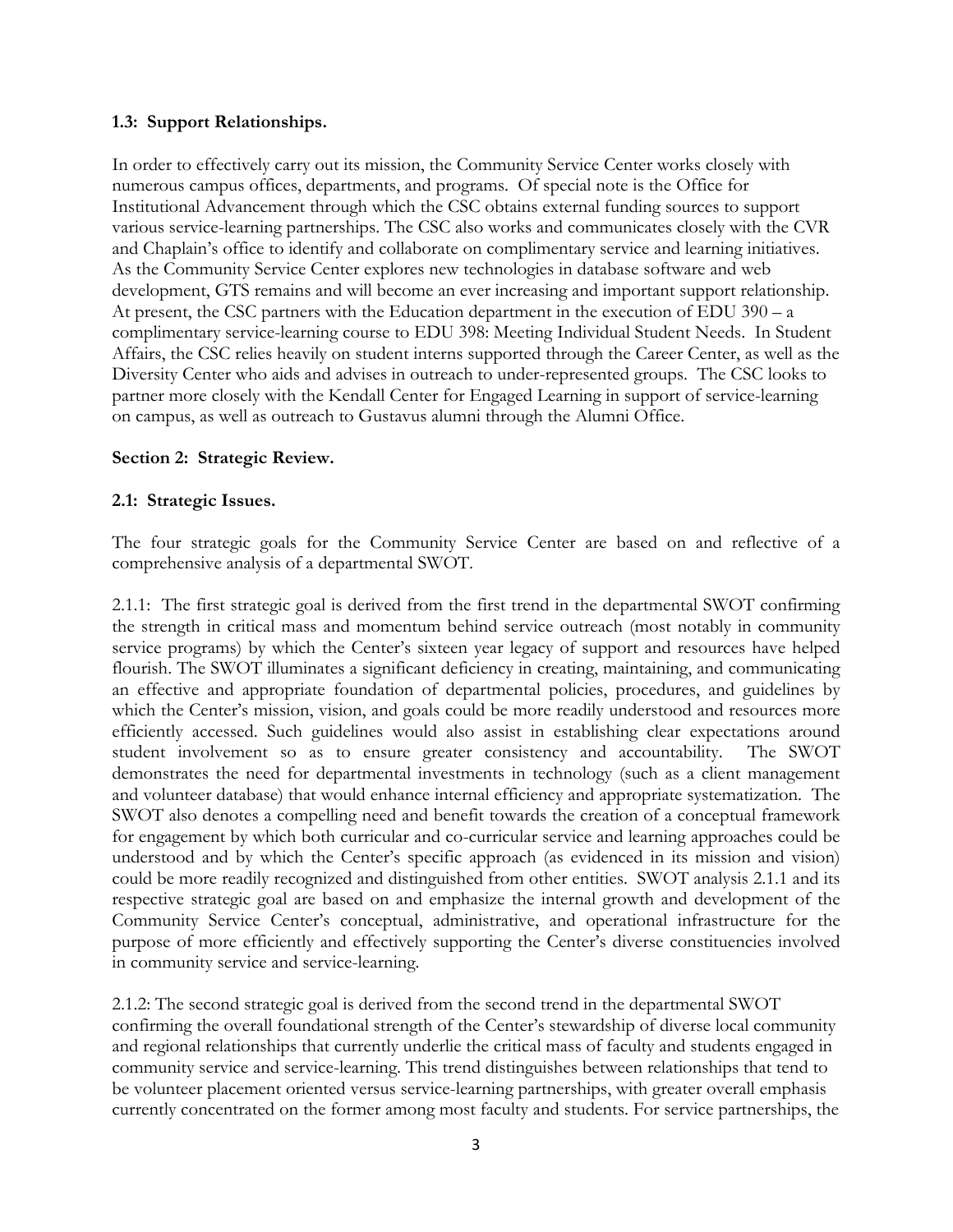**1.3: Support Relationships.**

In order to effectively carry out its mission, the Community Service Center works closely with numerous campus offices, departments, and programs. Of special note is the Office for Institutional Advancement through which the CSC obtains external funding sources to support various service-learning partnerships. The CSC also works and communicates closely with the CVR and Chaplain's office to identify and collaborate on complimentary service and learning initiatives. As the Community Service Center explores new technologies in database software and web development, GTS remains and will become an ever increasing and important support relationship. At present, the CSC partners with the Education department in the execution of EDU 390 – a complimentary service-learning course to EDU 398: Meeting Individual Student Needs. In Student Affairs, the CSC relies heavily on student interns supported through the Career Center, as well as the Diversity Center who aids and advises in outreach to under-represented groups. The CSC looks to partner more closely with the Kendall Center for Engaged Learning in support of service-learning on campus, as well as outreach to Gustavus alumni through the Alumni Office.

**Section 2: Strategic Review.**

**2.1: Strategic Issues.**

The four strategic goals for the Community Service Center are based on and reflective of a comprehensive analysis of a departmental SWOT.

2.1.1: The first strategic goal is derived from the first trend in the departmental SWOT confirming the strength in critical mass and momentum behind service outreach (most notably in community service programs) by which the Center's sixteen year legacy of support and resources have helped flourish. The SWOT illuminates a significant deficiency in creating, maintaining, and communicating an effective and appropriate foundation of departmental policies, procedures, and guidelines by which the Center's mission, vision, and goals could be more readily understood and resources more efficiently accessed. Such guidelines would also assist in establishing clear expectations around student involvement so as to ensure greater consistency and accountability. The SWOT demonstrates the need for departmental investments in technology (such as a client management and volunteer database) that would enhance internal efficiency and appropriate systematization. The SWOT also denotes a compelling need and benefit towards the creation of a conceptual framework for engagement by which both curricular and co-curricular service and learning approaches could be understood and by which the Center's specific approach (as evidenced in its mission and vision) could be more readily recognized and distinguished from other entities. SWOT analysis 2.1.1 and its respective strategic goal are based on and emphasize the internal growth and development of the Community Service Center's conceptual, administrative, and operational infrastructure for the purpose of more efficiently and effectively supporting the Center's diverse constituencies involved in community service and service-learning.

2.1.2: The second strategic goal is derived from the second trend in the departmental SWOT confirming the overall foundational strength of the Center's stewardship of diverse local community and regional relationships that currently underlie the critical mass of faculty and students engaged in community service and service-learning. This trend distinguishes between relationships that tend to be volunteer placement oriented versus service-learning partnerships, with greater overall emphasis currently concentrated on the former among most faculty and students. For service partnerships, the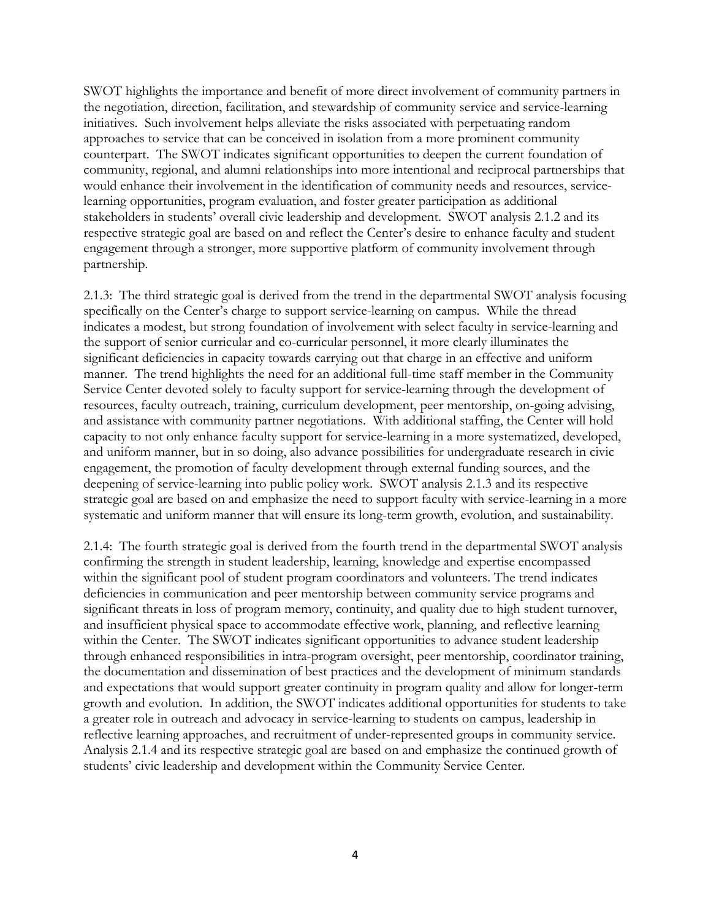SWOT highlights the importance and benefit of more direct involvement of community partners in the negotiation, direction, facilitation, and stewardship of community service and service-learning initiatives. Such involvement helps alleviate the risks associated with perpetuating random approaches to service that can be conceived in isolation from a more prominent community counterpart. The SWOT indicates significant opportunities to deepen the current foundation of community, regional, and alumni relationships into more intentional and reciprocal partnerships that would enhance their involvement in the identification of community needs and resources, service-learning opportunities, program evaluation, and foster greater participation as additional stakeholders in students' overall civic leadership and development. SWOT analysis 2.1.2 and its respective strategic goal are based on and reflect the Center's desire to enhance faculty and student engagement through a stronger, more supportive platform of community involvement through partnership.

2.1.3: The third strategic goal is derived from the trend in the departmental SWOT analysis focusing specifically on the Center's charge to support service-learning on campus. While the thread indicates a modest, but strong foundation of involvement with select faculty in service-learning and the support of senior curricular and co-curricular personnel, it more clearly illuminates the significant deficiencies in capacity towards carrying out that charge in an effective and uniform manner. The trend highlights the need for an additional full-time staff member in the Community Service Center devoted solely to faculty support for service-learning through the development of resources, faculty outreach, training, curriculum development, peer mentorship, on-going advising, and assistance with community partner negotiations. With additional staffing, the Center will hold capacity to not only enhance faculty support for service-learning in a more systematized, developed, and uniform manner, but in so doing, also advance possibilities for undergraduate research in civic engagement, the promotion of faculty development through external funding sources, and the deepening of service-learning into public policy work. SWOT analysis 2.1.3 and its respective strategic goal are based on and emphasize the need to support faculty with service-learning in a more systematic and uniform manner that will ensure its long-term growth, evolution, and sustainability.

2.1.4: The fourth strategic goal is derived from the fourth trend in the departmental SWOT analysis confirming the strength in student leadership, learning, knowledge and expertise encompassed within the significant pool of student program coordinators and volunteers. The trend indicates deficiencies in communication and peer mentorship between community service programs and significant threats in loss of program memory, continuity, and quality due to high student turnover, and insufficient physical space to accommodate effective work, planning, and reflective learning within the Center. The SWOT indicates significant opportunities to advance student leadership through enhanced responsibilities in intra-program oversight, peer mentorship, coordinator training, the documentation and dissemination of best practices and the development of minimum standards and expectations that would support greater continuity in program quality and allow for longer-term growth and evolution. In addition, the SWOT indicates additional opportunities for students to take a greater role in outreach and advocacy in service-learning to students on campus, leadership in reflective learning approaches, and recruitment of under-represented groups in community service. Analysis 2.1.4 and its respective strategic goal are based on and emphasize the continued growth of students' civic leadership and development within the Community Service Center.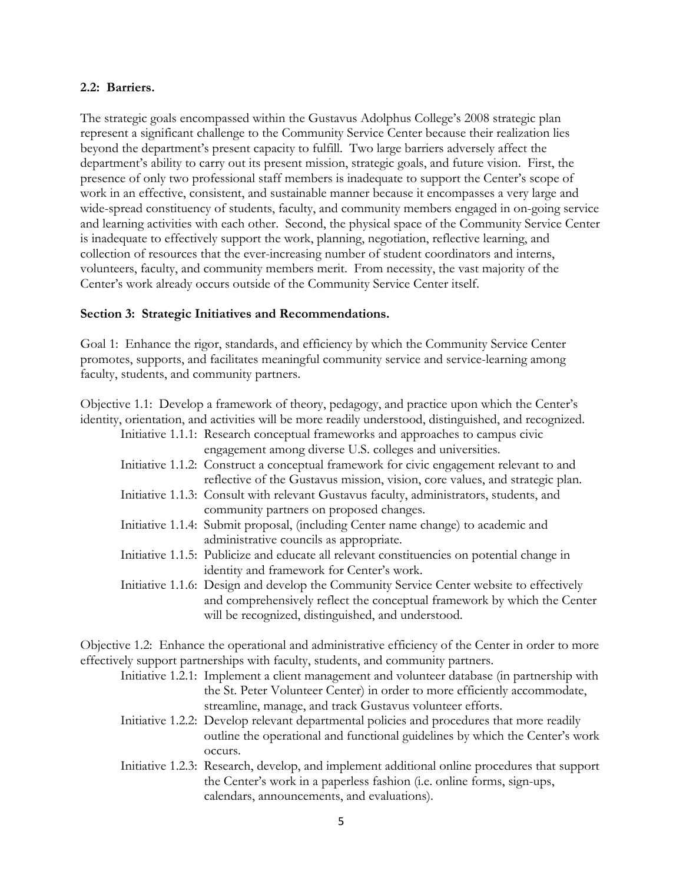**2.2: Barriers.**

The strategic goals encompassed within the Gustavus Adolphus College's 2008 strategic plan represent a significant challenge to the Community Service Center because their realization lies beyond the department's present capacity to fulfill. Two large barriers adversely affect the department's ability to carry out its present mission, strategic goals, and future vision. First, the presence of only two professional staff members is inadequate to support the Center's scope of work in an effective, consistent, and sustainable manner because it encompasses a very large and wide-spread constituency of students, faculty, and community members engaged in on-going service and learning activities with each other. Second, the physical space of the Community Service Center is inadequate to effectively support the work, planning, negotiation, reflective learning, and collection of resources that the ever-increasing number of student coordinators and interns, volunteers, faculty, and community members merit. From necessity, the vast majority of the Center's work already occurs outside of the Community Service Center itself.

**Section 3: Strategic Initiatives and Recommendations.**

Goal 1: Enhance the rigor, standards, and efficiency by which the Community Service Center promotes, supports, and facilitates meaningful community service and service-learning among faculty, students, and community partners.

Objective 1.1: Develop a framework of theory, pedagogy, and practice upon which the Center's identity, orientation, and activities will be more readily understood, distinguished, and recognized.

- Initiative 1.1.1: Research conceptual frameworks and approaches to campus civic engagement among diverse U.S. colleges and universities.
- Initiative 1.1.2: Construct a conceptual framework for civic engagement relevant to and reflective of the Gustavus mission, vision, core values, and strategic plan.
- Initiative 1.1.3: Consult with relevant Gustavus faculty, administrators, students, and community partners on proposed changes.
- Initiative 1.1.4: Submit proposal, (including Center name change) to academic and administrative councils as appropriate.
- Initiative 1.1.5: Publicize and educate all relevant constituencies on potential change in identity and framework for Center's work.
- Initiative 1.1.6: Design and develop the Community Service Center website to effectively and comprehensively reflect the conceptual framework by which the Center will be recognized, distinguished, and understood.

Objective 1.2: Enhance the operational and administrative efficiency of the Center in order to more effectively support partnerships with faculty, students, and community partners.

- Initiative 1.2.1: Implement a client management and volunteer database (in partnership with the St. Peter Volunteer Center) in order to more efficiently accommodate, streamline, manage, and track Gustavus volunteer efforts.
- Initiative 1.2.2: Develop relevant departmental policies and procedures that more readily outline the operational and functional guidelines by which the Center's work occurs.
- Initiative 1.2.3: Research, develop, and implement additional online procedures that support the Center's work in a paperless fashion (i.e. online forms, sign-ups, calendars, announcements, and evaluations).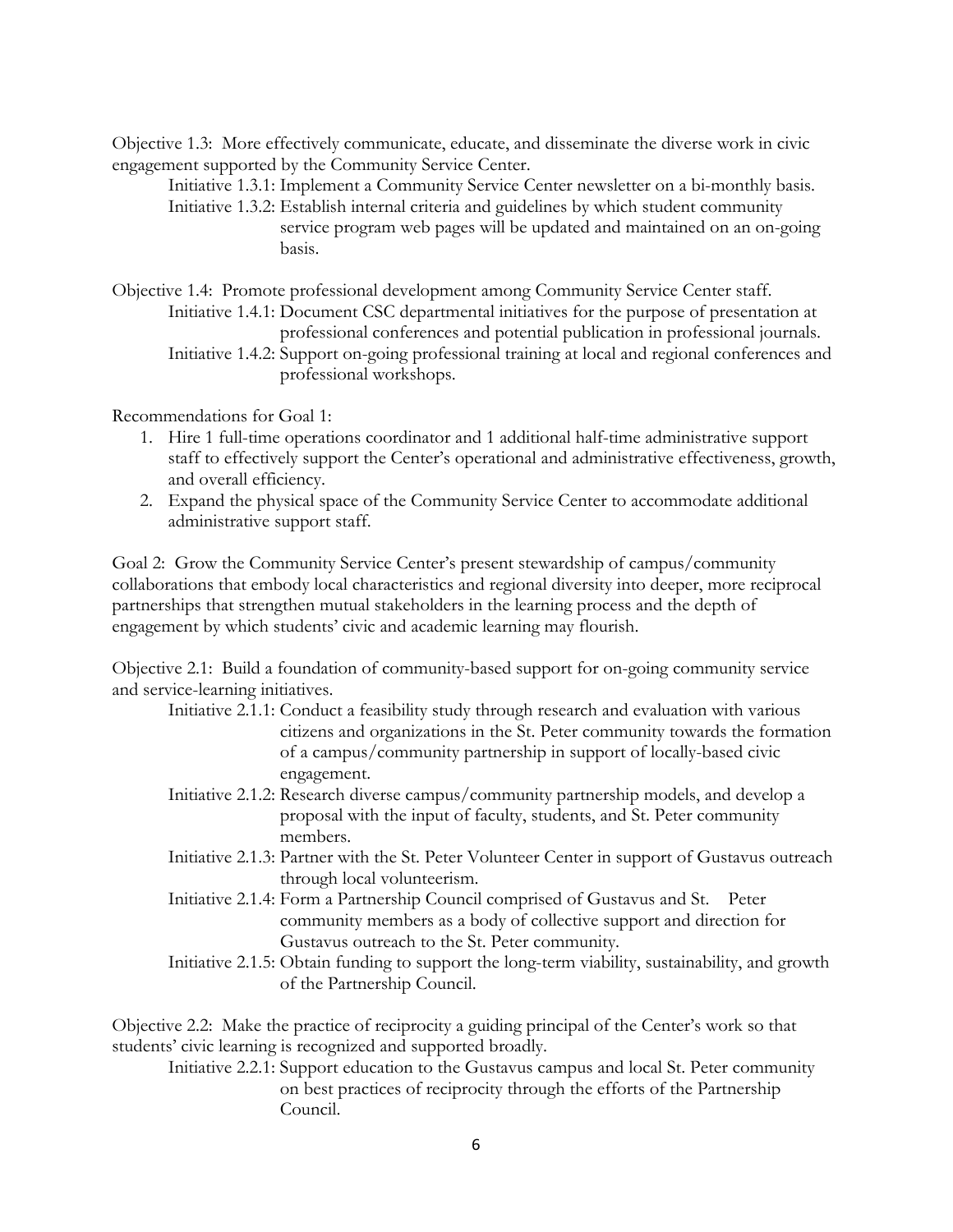Objective 1.3: More effectively communicate, educate, and disseminate the diverse work in civic engagement supported by the Community Service Center.

Initiative 1.3.1: Implement a Community Service Center newsletter on a bi-monthly basis.

Initiative 1.3.2: Establish internal criteria and guidelines by which student community service program web pages will be updated and maintained on an on-going basis.

Objective 1.4: Promote professional development among Community Service Center staff.

Initiative 1.4.1: Document CSC departmental initiatives for the purpose of presentation at professional conferences and potential publication in professional journals.

Initiative 1.4.2: Support on-going professional training at local and regional conferences and professional workshops.

Recommendations for Goal 1:

1. Hire 1 full-time operations coordinator and 1 additional half-time administrative support staff to effectively support the Center's operational and administrative effectiveness, growth, and overall efficiency.
2. Expand the physical space of the Community Service Center to accommodate additional administrative support staff.

Goal 2: Grow the Community Service Center's present stewardship of campus/community collaborations that embody local characteristics and regional diversity into deeper, more reciprocal partnerships that strengthen mutual stakeholders in the learning process and the depth of engagement by which students' civic and academic learning may flourish.

Objective 2.1: Build a foundation of community-based support for on-going community service and service-learning initiatives.

Initiative 2.1.1: Conduct a feasibility study through research and evaluation with various citizens and organizations in the St. Peter community towards the formation of a campus/community partnership in support of locally-based civic engagement.

Initiative 2.1.2: Research diverse campus/community partnership models, and develop a proposal with the input of faculty, students, and St. Peter community members.

Initiative 2.1.3: Partner with the St. Peter Volunteer Center in support of Gustavus outreach through local volunteerism.

Initiative 2.1.4: Form a Partnership Council comprised of Gustavus and St. Peter community members as a body of collective support and direction for Gustavus outreach to the St. Peter community.

Initiative 2.1.5: Obtain funding to support the long-term viability, sustainability, and growth of the Partnership Council.

Objective 2.2: Make the practice of reciprocity a guiding principal of the Center's work so that students' civic learning is recognized and supported broadly.

Initiative 2.2.1: Support education to the Gustavus campus and local St. Peter community on best practices of reciprocity through the efforts of the Partnership Council.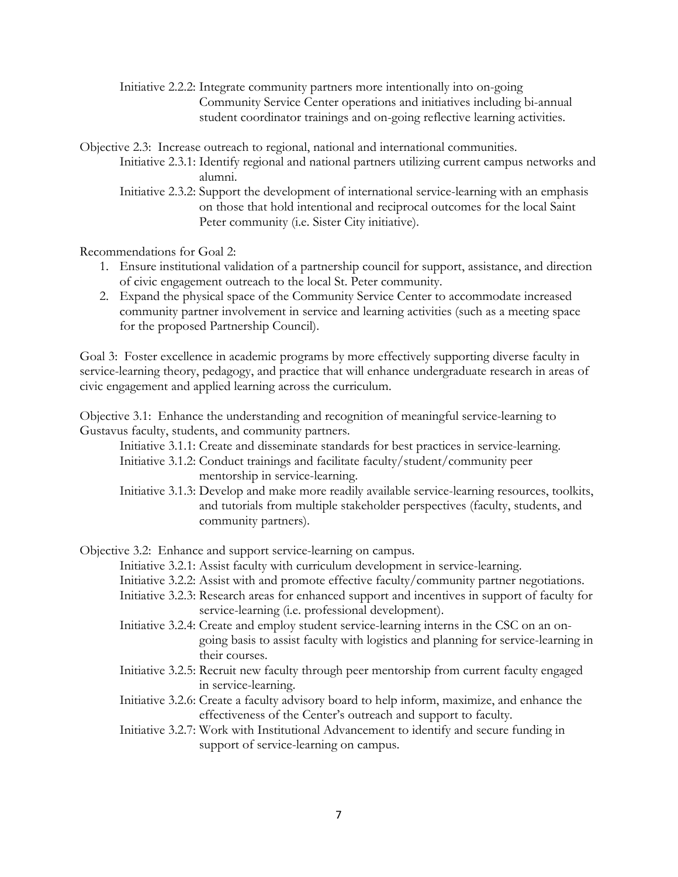Initiative 2.2.2: Integrate community partners more intentionally into on-going Community Service Center operations and initiatives including bi-annual student coordinator trainings and on-going reflective learning activities.

Objective 2.3: Increase outreach to regional, national and international communities.

- Initiative 2.3.1: Identify regional and national partners utilizing current campus networks and alumni.
- Initiative 2.3.2: Support the development of international service-learning with an emphasis on those that hold intentional and reciprocal outcomes for the local Saint Peter community (i.e. Sister City initiative).

Recommendations for Goal 2:

1. Ensure institutional validation of a partnership council for support, assistance, and direction of civic engagement outreach to the local St. Peter community.
2. Expand the physical space of the Community Service Center to accommodate increased community partner involvement in service and learning activities (such as a meeting space for the proposed Partnership Council).

Goal 3: Foster excellence in academic programs by more effectively supporting diverse faculty in service-learning theory, pedagogy, and practice that will enhance undergraduate research in areas of civic engagement and applied learning across the curriculum.

Objective 3.1: Enhance the understanding and recognition of meaningful service-learning to Gustavus faculty, students, and community partners.

- Initiative 3.1.1: Create and disseminate standards for best practices in service-learning.
- Initiative 3.1.2: Conduct trainings and facilitate faculty/student/community peer mentorship in service-learning.
- Initiative 3.1.3: Develop and make more readily available service-learning resources, toolkits, and tutorials from multiple stakeholder perspectives (faculty, students, and community partners).

Objective 3.2: Enhance and support service-learning on campus.

- Initiative 3.2.1: Assist faculty with curriculum development in service-learning.
- Initiative 3.2.2: Assist with and promote effective faculty/community partner negotiations.
- Initiative 3.2.3: Research areas for enhanced support and incentives in support of faculty for service-learning (i.e. professional development).
- Initiative 3.2.4: Create and employ student service-learning interns in the CSC on an on-going basis to assist faculty with logistics and planning for service-learning in their courses.
- Initiative 3.2.5: Recruit new faculty through peer mentorship from current faculty engaged in service-learning.
- Initiative 3.2.6: Create a faculty advisory board to help inform, maximize, and enhance the effectiveness of the Center's outreach and support to faculty.
- Initiative 3.2.7: Work with Institutional Advancement to identify and secure funding in support of service-learning on campus.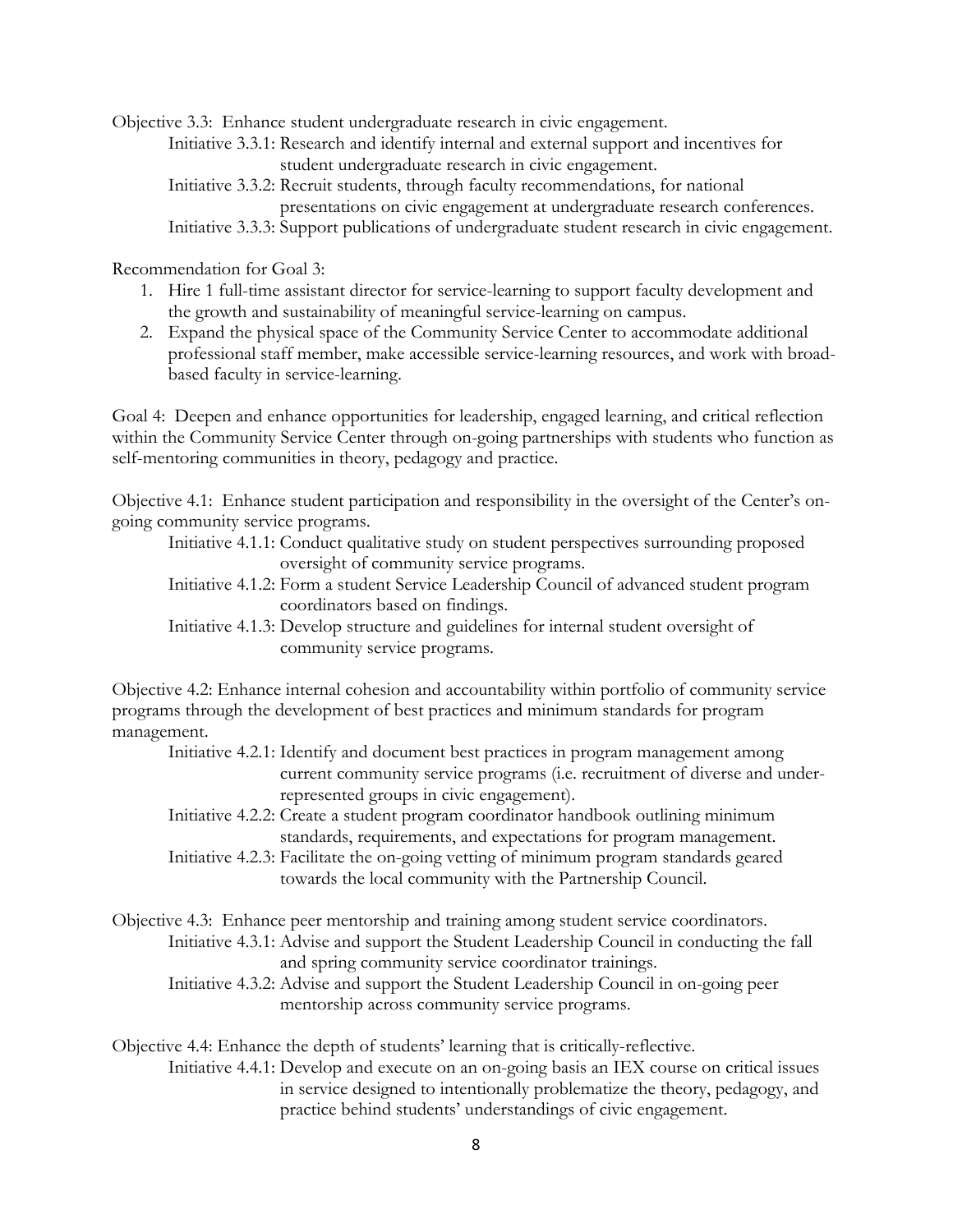Objective 3.3: Enhance student undergraduate research in civic engagement.

Initiative 3.3.1: Research and identify internal and external support and incentives for student undergraduate research in civic engagement.

Initiative 3.3.2: Recruit students, through faculty recommendations, for national presentations on civic engagement at undergraduate research conferences.

Initiative 3.3.3: Support publications of undergraduate student research in civic engagement.

Recommendation for Goal 3:

1. Hire 1 full-time assistant director for service-learning to support faculty development and the growth and sustainability of meaningful service-learning on campus.
2. Expand the physical space of the Community Service Center to accommodate additional professional staff member, make accessible service-learning resources, and work with broad-based faculty in service-learning.

Goal 4: Deepen and enhance opportunities for leadership, engaged learning, and critical reflection within the Community Service Center through on-going partnerships with students who function as self-mentoring communities in theory, pedagogy and practice.

Objective 4.1: Enhance student participation and responsibility in the oversight of the Center's on-going community service programs.

Initiative 4.1.1: Conduct qualitative study on student perspectives surrounding proposed oversight of community service programs.

Initiative 4.1.2: Form a student Service Leadership Council of advanced student program coordinators based on findings.

Initiative 4.1.3: Develop structure and guidelines for internal student oversight of community service programs.

Objective 4.2: Enhance internal cohesion and accountability within portfolio of community service programs through the development of best practices and minimum standards for program management.

Initiative 4.2.1: Identify and document best practices in program management among current community service programs (i.e. recruitment of diverse and under-represented groups in civic engagement).

Initiative 4.2.2: Create a student program coordinator handbook outlining minimum standards, requirements, and expectations for program management.

Initiative 4.2.3: Facilitate the on-going vetting of minimum program standards geared towards the local community with the Partnership Council.

Objective 4.3: Enhance peer mentorship and training among student service coordinators.

Initiative 4.3.1: Advise and support the Student Leadership Council in conducting the fall and spring community service coordinator trainings.

Initiative 4.3.2: Advise and support the Student Leadership Council in on-going peer mentorship across community service programs.

Objective 4.4: Enhance the depth of students' learning that is critically-reflective.

Initiative 4.4.1: Develop and execute on an on-going basis an IEX course on critical issues in service designed to intentionally problematize the theory, pedagogy, and practice behind students' understandings of civic engagement.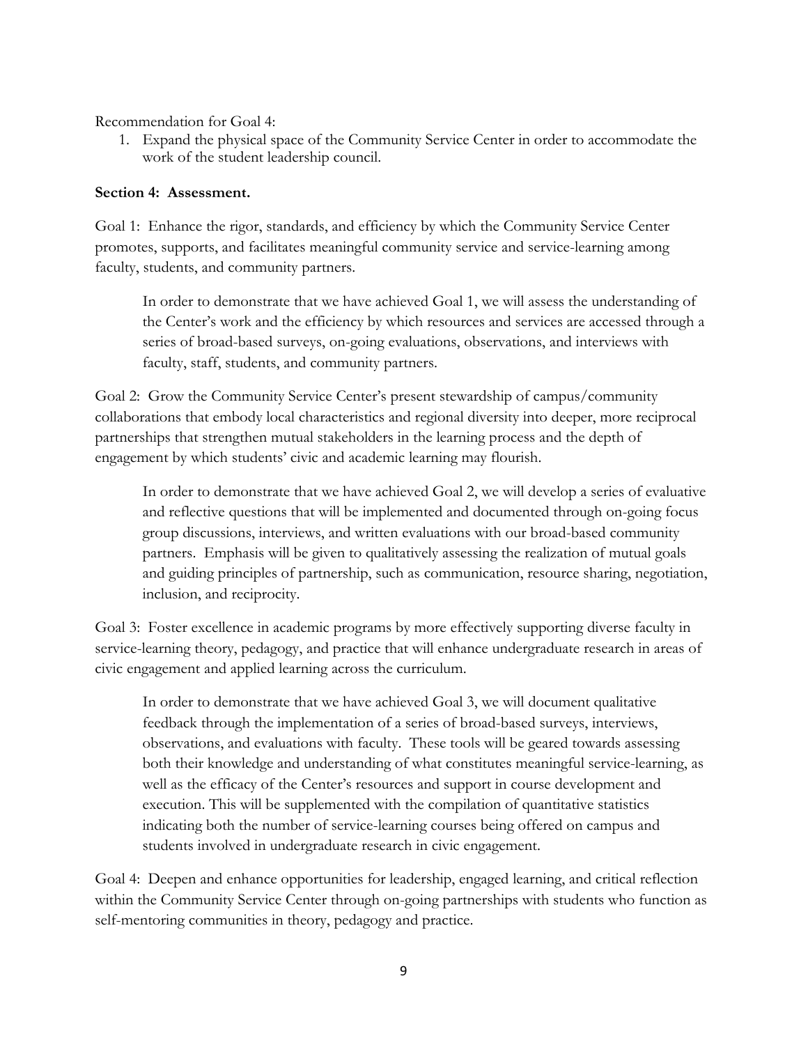Recommendation for Goal 4:

1. Expand the physical space of the Community Service Center in order to accommodate the work of the student leadership council.

**Section 4: Assessment.**

Goal 1: Enhance the rigor, standards, and efficiency by which the Community Service Center promotes, supports, and facilitates meaningful community service and service-learning among faculty, students, and community partners.

> In order to demonstrate that we have achieved Goal 1, we will assess the understanding of the Center's work and the efficiency by which resources and services are accessed through a series of broad-based surveys, on-going evaluations, observations, and interviews with faculty, staff, students, and community partners.

Goal 2: Grow the Community Service Center's present stewardship of campus/community collaborations that embody local characteristics and regional diversity into deeper, more reciprocal partnerships that strengthen mutual stakeholders in the learning process and the depth of engagement by which students' civic and academic learning may flourish.

> In order to demonstrate that we have achieved Goal 2, we will develop a series of evaluative and reflective questions that will be implemented and documented through on-going focus group discussions, interviews, and written evaluations with our broad-based community partners. Emphasis will be given to qualitatively assessing the realization of mutual goals and guiding principles of partnership, such as communication, resource sharing, negotiation, inclusion, and reciprocity.

Goal 3: Foster excellence in academic programs by more effectively supporting diverse faculty in service-learning theory, pedagogy, and practice that will enhance undergraduate research in areas of civic engagement and applied learning across the curriculum.

> In order to demonstrate that we have achieved Goal 3, we will document qualitative feedback through the implementation of a series of broad-based surveys, interviews, observations, and evaluations with faculty. These tools will be geared towards assessing both their knowledge and understanding of what constitutes meaningful service-learning, as well as the efficacy of the Center's resources and support in course development and execution. This will be supplemented with the compilation of quantitative statistics indicating both the number of service-learning courses being offered on campus and students involved in undergraduate research in civic engagement.

Goal 4: Deepen and enhance opportunities for leadership, engaged learning, and critical reflection within the Community Service Center through on-going partnerships with students who function as self-mentoring communities in theory, pedagogy and practice.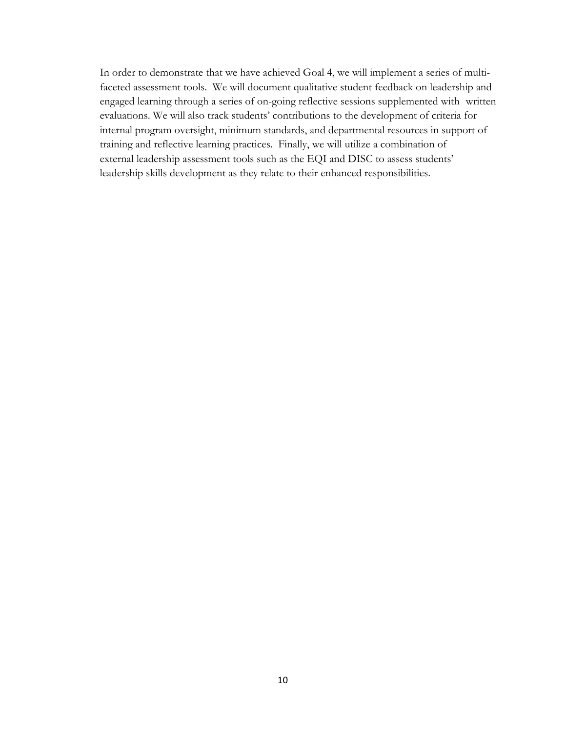In order to demonstrate that we have achieved Goal 4, we will implement a series of multi-faceted assessment tools. We will document qualitative student feedback on leadership and engaged learning through a series of on-going reflective sessions supplemented with written evaluations. We will also track students' contributions to the development of criteria for internal program oversight, minimum standards, and departmental resources in support of training and reflective learning practices. Finally, we will utilize a combination of external leadership assessment tools such as the EQI and DISC to assess students' leadership skills development as they relate to their enhanced responsibilities.